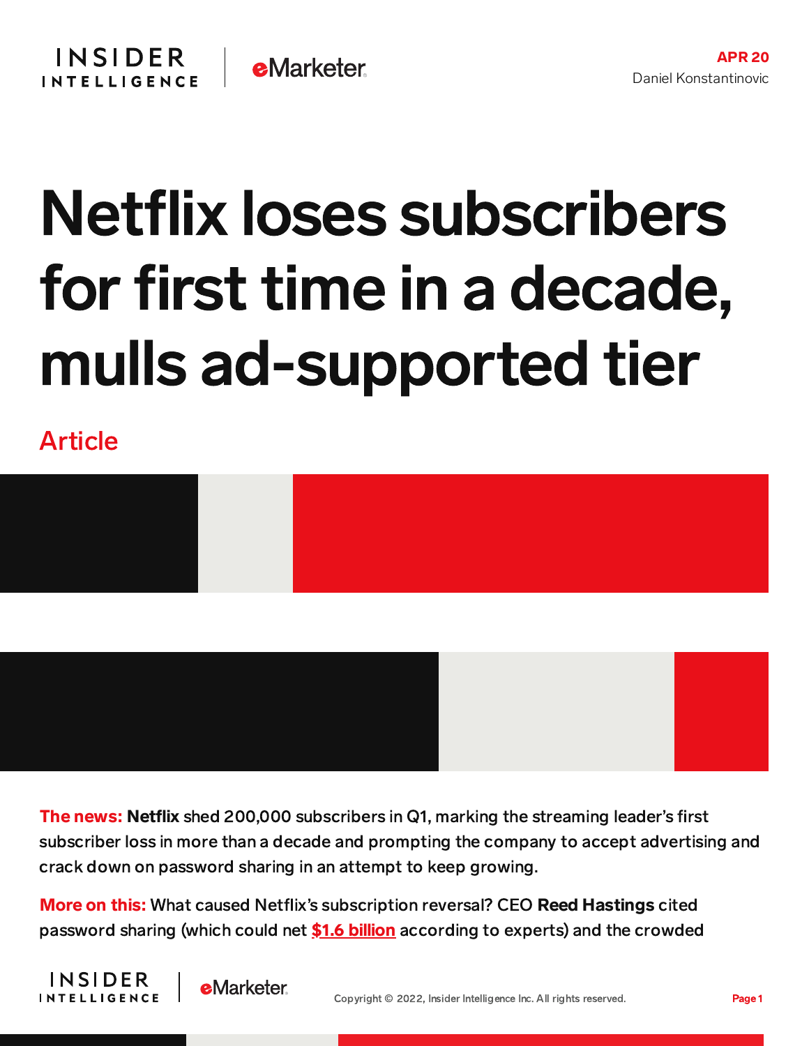APR 20
Daniel Konstantinovic

# Netflix loses subscribers for first time in a decade, mulls ad-supported tier

Article

**The news:** **Netflix** shed 200,000 subscribers in Q1, marking the streaming leader's first subscriber loss in more than a decade and prompting the company to accept advertising and crack down on password sharing in an attempt to keep growing.

**More on this:** What caused Netflix's subscription reversal? CEO **Reed Hastings** cited password sharing (which could net **$1.6 billion** according to experts) and the crowded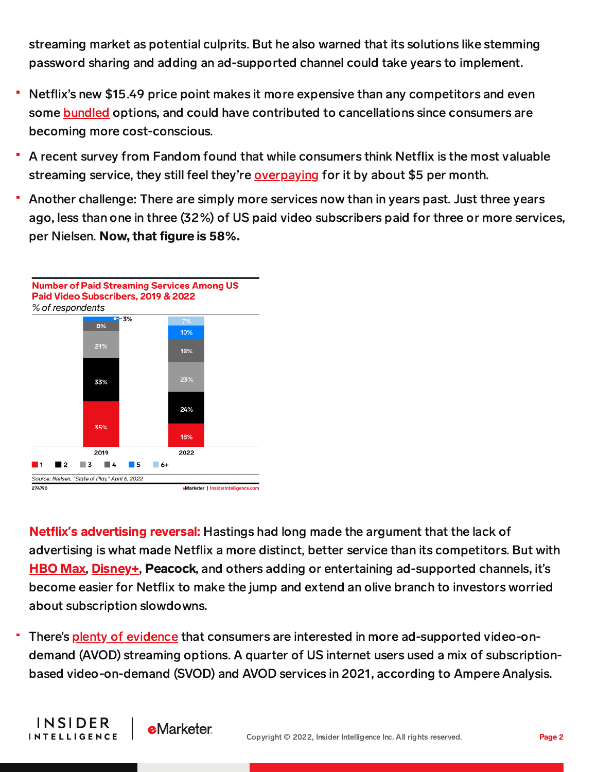streaming market as potential culprits. But he also warned that its solutions like stemming password sharing and adding an ad-supported channel could take years to implement.

- Netflix's new $15.49 price point makes it more expensive than any competitors and even some bundled options, and could have contributed to cancellations since consumers are becoming more cost-conscious.
- A recent survey from Fandom found that while consumers think Netflix is the most valuable streaming service, they still feel they're overpaying for it by about $5 per month.
- Another challenge: There are simply more services now than in years past. Just three years ago, less than one in three (32%) of US paid video subscribers paid for three or more services, per Nielsen. **Now, that figure is 58%.**

**Number of Paid Streaming Services Among US Paid Video Subscribers, 2019 & 2022**
*% of respondents*

2019: 35%, 33%, 21%, 8%, 3%
2022: 18%, 24%, 23%, 18%, 10%, 7%

1, 2, 3, 4, 5, 6+

*Source: Nielsen, "State of Play," April 6, 2022*
274790
eMarketer | InsiderIntelligence.com

**Netflix's advertising reversal:** Hastings had long made the argument that the lack of advertising is what made Netflix a more distinct, better service than its competitors. But with **HBO Max**, **Disney+**, **Peacock**, and others adding or entertaining ad-supported channels, it's become easier for Netflix to make the jump and extend an olive branch to investors worried about subscription slowdowns.

- There's plenty of evidence that consumers are interested in more ad-supported video-on-demand (AVOD) streaming options. A quarter of US internet users used a mix of subscription-based video-on-demand (SVOD) and AVOD services in 2021, according to Ampere Analysis.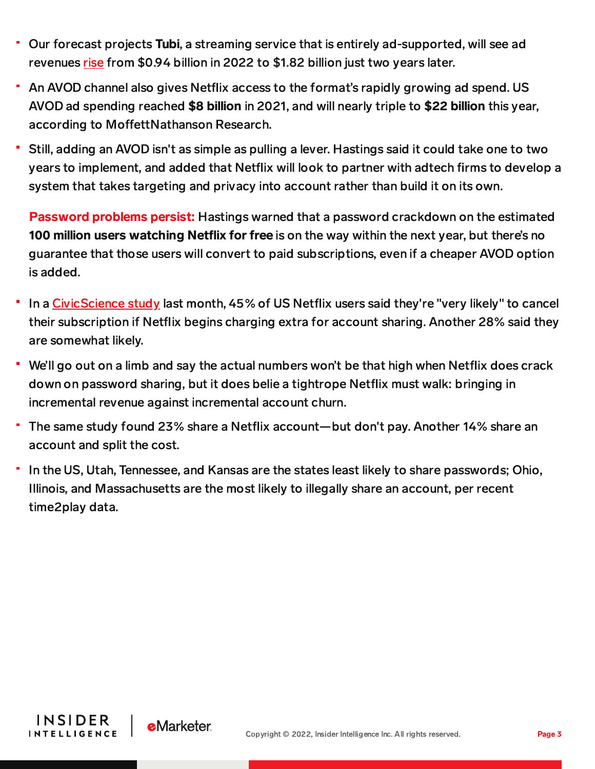- Our forecast projects **Tubi**, a streaming service that is entirely ad-supported, will see ad revenues rise from $0.94 billion in 2022 to $1.82 billion just two years later.
- An AVOD channel also gives Netflix access to the format's rapidly growing ad spend. US AVOD ad spending reached **$8 billion** in 2021, and will nearly triple to **$22 billion** this year, according to MoffettNathanson Research.
- Still, adding an AVOD isn't as simple as pulling a lever. Hastings said it could take one to two years to implement, and added that Netflix will look to partner with adtech firms to develop a system that takes targeting and privacy into account rather than build it on its own.

**Password problems persist:** Hastings warned that a password crackdown on the estimated **100 million users watching Netflix for free** is on the way within the next year, but there's no guarantee that those users will convert to paid subscriptions, even if a cheaper AVOD option is added.

- In a CivicScience study last month, 45% of US Netflix users said they're "very likely" to cancel their subscription if Netflix begins charging extra for account sharing. Another 28% said they are somewhat likely.
- We'll go out on a limb and say the actual numbers won't be that high when Netflix does crack down on password sharing, but it does belie a tightrope Netflix must walk: bringing in incremental revenue against incremental account churn.
- The same study found 23% share a Netflix account—but don't pay. Another 14% share an account and split the cost.
- In the US, Utah, Tennessee, and Kansas are the states least likely to share passwords; Ohio, Illinois, and Massachusetts are the most likely to illegally share an account, per recent time2play data.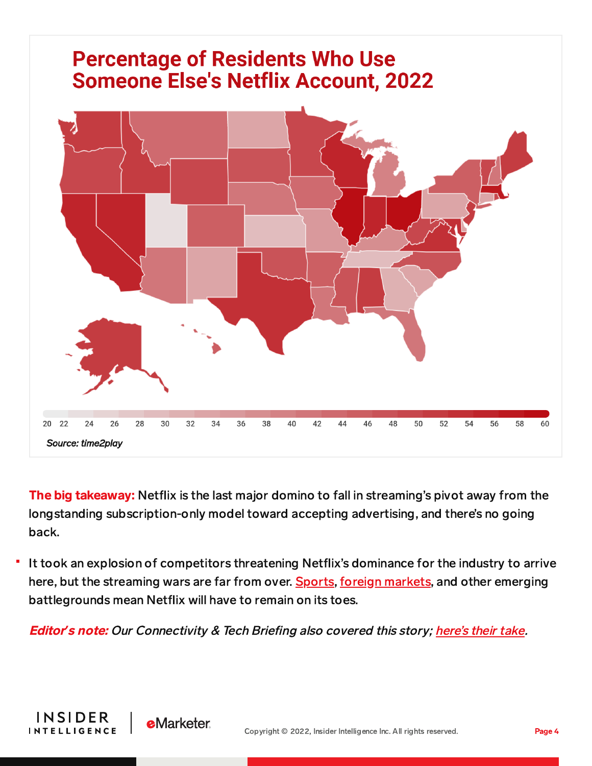## Percentage of Residents Who Use Someone Else's Netflix Account, 2022

20 22 24 26 28 30 32 34 36 38 40 42 44 46 48 50 52 54 56 58 60

*Source: time2play*

**The big takeaway:** Netflix is the last major domino to fall in streaming's pivot away from the longstanding subscription-only model toward accepting advertising, and there's no going back.

- It took an explosion of competitors threatening Netflix's dominance for the industry to arrive here, but the streaming wars are far from over. Sports, foreign markets, and other emerging battlegrounds mean Netflix will have to remain on its toes.

***Editor's note:*** *Our Connectivity & Tech Briefing also covered this story; here's their take.*